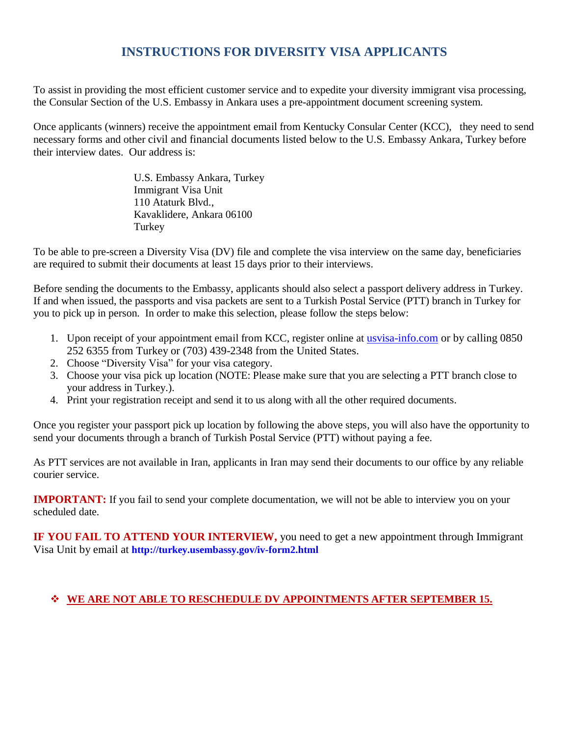# INSTRUCTIONS FOR DIVERSITY VISA APPLICANTS

To assist in providing the most efficient customer service and to expedite your diversity immigrant visa processing, the Consular Section of the U.S. Embassy in Ankara uses a pre-appointment document screening system.

Once applicants (winners) receive the appointment email from Kentucky Consular Center (KCC), they need to send necessary forms and other civil and financial documents listed below to the U.S. Embassy Ankara, Turkey before their interview dates. Our address is:

> U.S. Embassy Ankara, Turkey
> Immigrant Visa Unit
> 110 Ataturk Blvd.,
> Kavaklidere, Ankara 06100
> Turkey

To be able to pre-screen a Diversity Visa (DV) file and complete the visa interview on the same day, beneficiaries are required to submit their documents at least 15 days prior to their interviews.

Before sending the documents to the Embassy, applicants should also select a passport delivery address in Turkey. If and when issued, the passports and visa packets are sent to a Turkish Postal Service (PTT) branch in Turkey for you to pick up in person. In order to make this selection, please follow the steps below:

1. Upon receipt of your appointment email from KCC, register online at [usvisa-info.com](usvisa-info.com) or by calling 0850 252 6355 from Turkey or (703) 439-2348 from the United States.
2. Choose "Diversity Visa" for your visa category.
3. Choose your visa pick up location (NOTE: Please make sure that you are selecting a PTT branch close to your address in Turkey.).
4. Print your registration receipt and send it to us along with all the other required documents.

Once you register your passport pick up location by following the above steps, you will also have the opportunity to send your documents through a branch of Turkish Postal Service (PTT) without paying a fee.

As PTT services are not available in Iran, applicants in Iran may send their documents to our office by any reliable courier service.

**IMPORTANT:** If you fail to send your complete documentation, we will not be able to interview you on your scheduled date.

**IF YOU FAIL TO ATTEND YOUR INTERVIEW,** you need to get a new appointment through Immigrant Visa Unit by email at **http://turkey.usembassy.gov/iv-form2.html**

- **WE ARE NOT ABLE TO RESCHEDULE DV APPOINTMENTS AFTER SEPTEMBER 15.**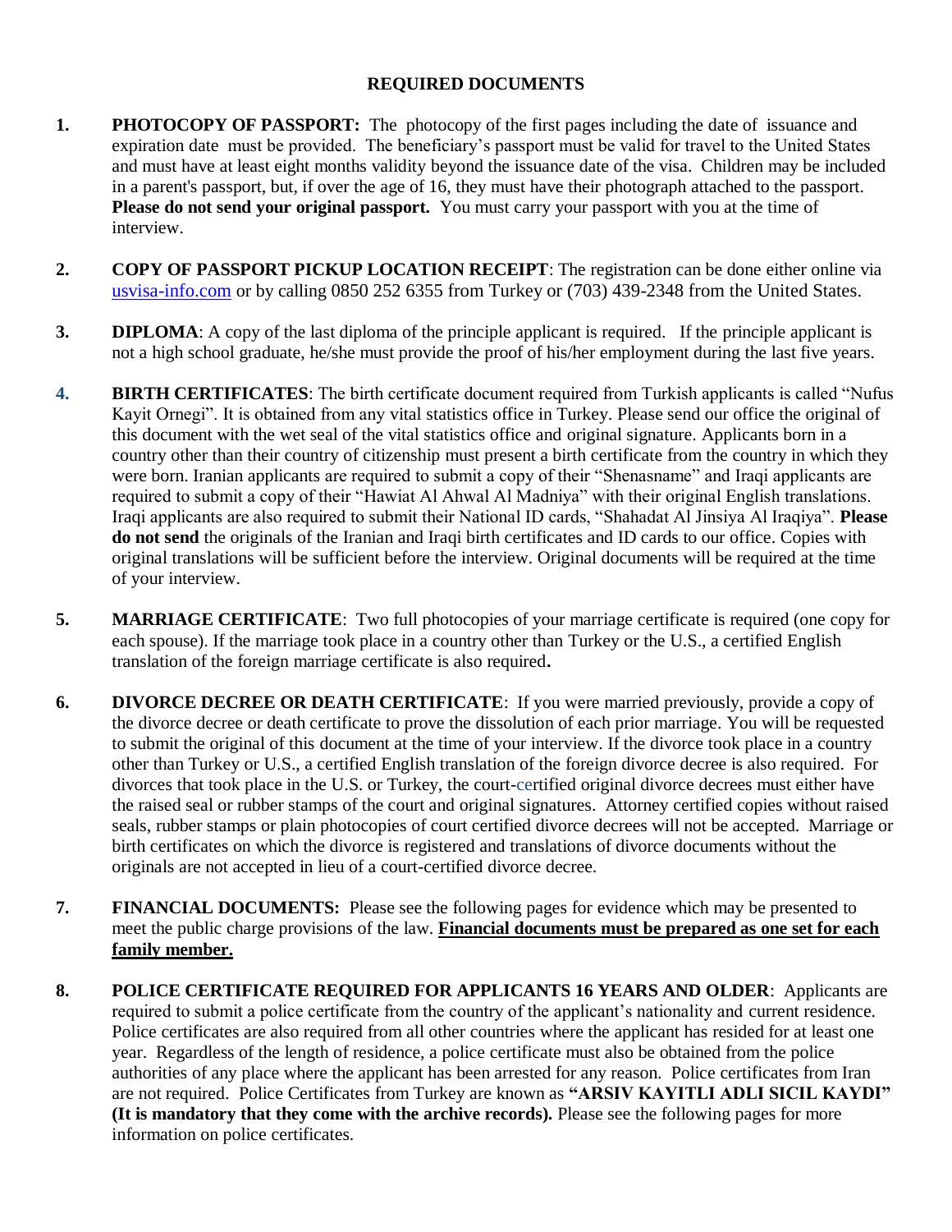## REQUIRED DOCUMENTS

1. **PHOTOCOPY OF PASSPORT:** The photocopy of the first pages including the date of issuance and expiration date must be provided. The beneficiary's passport must be valid for travel to the United States and must have at least eight months validity beyond the issuance date of the visa. Children may be included in a parent's passport, but, if over the age of 16, they must have their photograph attached to the passport. **Please do not send your original passport.** You must carry your passport with you at the time of interview.

2. **COPY OF PASSPORT PICKUP LOCATION RECEIPT**: The registration can be done either online via usvisa-info.com or by calling 0850 252 6355 from Turkey or (703) 439-2348 from the United States.

3. **DIPLOMA**: A copy of the last diploma of the principle applicant is required. If the principle applicant is not a high school graduate, he/she must provide the proof of his/her employment during the last five years.

4. **BIRTH CERTIFICATES**: The birth certificate document required from Turkish applicants is called "Nufus Kayit Ornegi". It is obtained from any vital statistics office in Turkey. Please send our office the original of this document with the wet seal of the vital statistics office and original signature. Applicants born in a country other than their country of citizenship must present a birth certificate from the country in which they were born. Iranian applicants are required to submit a copy of their "Shenasname" and Iraqi applicants are required to submit a copy of their "Hawiat Al Ahwal Al Madniya" with their original English translations. Iraqi applicants are also required to submit their National ID cards, "Shahadat Al Jinsiya Al Iraqiya". **Please do not send** the originals of the Iranian and Iraqi birth certificates and ID cards to our office. Copies with original translations will be sufficient before the interview. Original documents will be required at the time of your interview.

5. **MARRIAGE CERTIFICATE**: Two full photocopies of your marriage certificate is required (one copy for each spouse). If the marriage took place in a country other than Turkey or the U.S., a certified English translation of the foreign marriage certificate is also required**.**

6. **DIVORCE DECREE OR DEATH CERTIFICATE**: If you were married previously, provide a copy of the divorce decree or death certificate to prove the dissolution of each prior marriage. You will be requested to submit the original of this document at the time of your interview. If the divorce took place in a country other than Turkey or U.S., a certified English translation of the foreign divorce decree is also required. For divorces that took place in the U.S. or Turkey, the court-certified original divorce decrees must either have the raised seal or rubber stamps of the court and original signatures. Attorney certified copies without raised seals, rubber stamps or plain photocopies of court certified divorce decrees will not be accepted. Marriage or birth certificates on which the divorce is registered and translations of divorce documents without the originals are not accepted in lieu of a court-certified divorce decree.

7. **FINANCIAL DOCUMENTS:** Please see the following pages for evidence which may be presented to meet the public charge provisions of the law. **Financial documents must be prepared as one set for each family member.**

8. **POLICE CERTIFICATE REQUIRED FOR APPLICANTS 16 YEARS AND OLDER**: Applicants are required to submit a police certificate from the country of the applicant's nationality and current residence. Police certificates are also required from all other countries where the applicant has resided for at least one year. Regardless of the length of residence, a police certificate must also be obtained from the police authorities of any place where the applicant has been arrested for any reason. Police certificates from Iran are not required. Police Certificates from Turkey are known as **"ARSIV KAYITLI ADLI SICIL KAYDI" (It is mandatory that they come with the archive records).** Please see the following pages for more information on police certificates.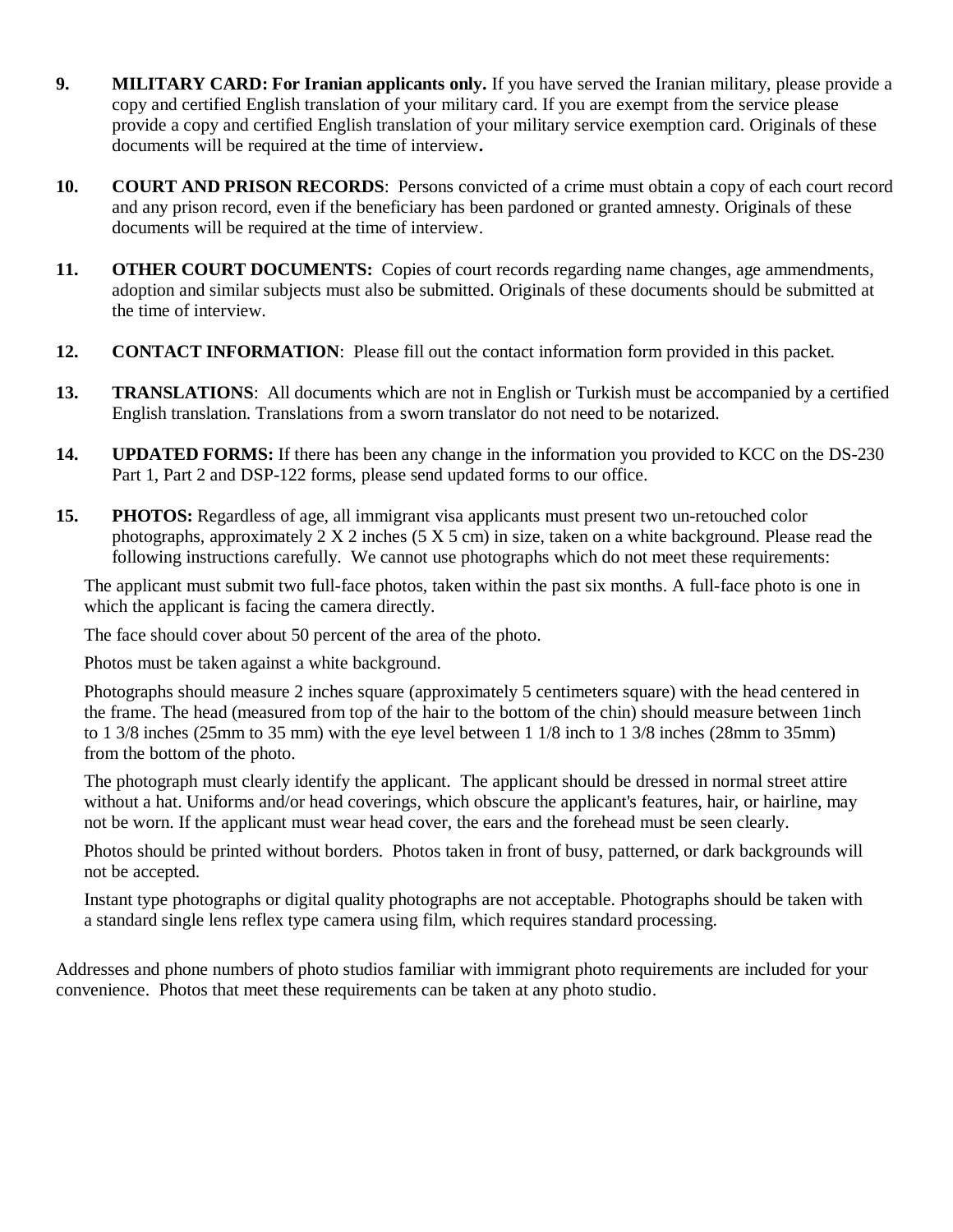9. **MILITARY CARD: For Iranian applicants only.** If you have served the Iranian military, please provide a copy and certified English translation of your military card. If you are exempt from the service please provide a copy and certified English translation of your military service exemption card. Originals of these documents will be required at the time of interview**.**

10. **COURT AND PRISON RECORDS**: Persons convicted of a crime must obtain a copy of each court record and any prison record, even if the beneficiary has been pardoned or granted amnesty. Originals of these documents will be required at the time of interview.

11. **OTHER COURT DOCUMENTS:** Copies of court records regarding name changes, age ammendments, adoption and similar subjects must also be submitted. Originals of these documents should be submitted at the time of interview.

12. **CONTACT INFORMATION**: Please fill out the contact information form provided in this packet.

13. **TRANSLATIONS**: All documents which are not in English or Turkish must be accompanied by a certified English translation. Translations from a sworn translator do not need to be notarized.

14. **UPDATED FORMS:** If there has been any change in the information you provided to KCC on the DS-230 Part 1, Part 2 and DSP-122 forms, please send updated forms to our office.

15. **PHOTOS:** Regardless of age, all immigrant visa applicants must present two un-retouched color photographs, approximately 2 X 2 inches (5 X 5 cm) in size, taken on a white background. Please read the following instructions carefully. We cannot use photographs which do not meet these requirements:

    The applicant must submit two full-face photos, taken within the past six months. A full-face photo is one in which the applicant is facing the camera directly.

    The face should cover about 50 percent of the area of the photo.

    Photos must be taken against a white background.

    Photographs should measure 2 inches square (approximately 5 centimeters square) with the head centered in the frame. The head (measured from top of the hair to the bottom of the chin) should measure between 1inch to 1 3/8 inches (25mm to 35 mm) with the eye level between 1 1/8 inch to 1 3/8 inches (28mm to 35mm) from the bottom of the photo.

    The photograph must clearly identify the applicant. The applicant should be dressed in normal street attire without a hat. Uniforms and/or head coverings, which obscure the applicant's features, hair, or hairline, may not be worn. If the applicant must wear head cover, the ears and the forehead must be seen clearly.

    Photos should be printed without borders. Photos taken in front of busy, patterned, or dark backgrounds will not be accepted.

    Instant type photographs or digital quality photographs are not acceptable. Photographs should be taken with a standard single lens reflex type camera using film, which requires standard processing.

Addresses and phone numbers of photo studios familiar with immigrant photo requirements are included for your convenience. Photos that meet these requirements can be taken at any photo studio.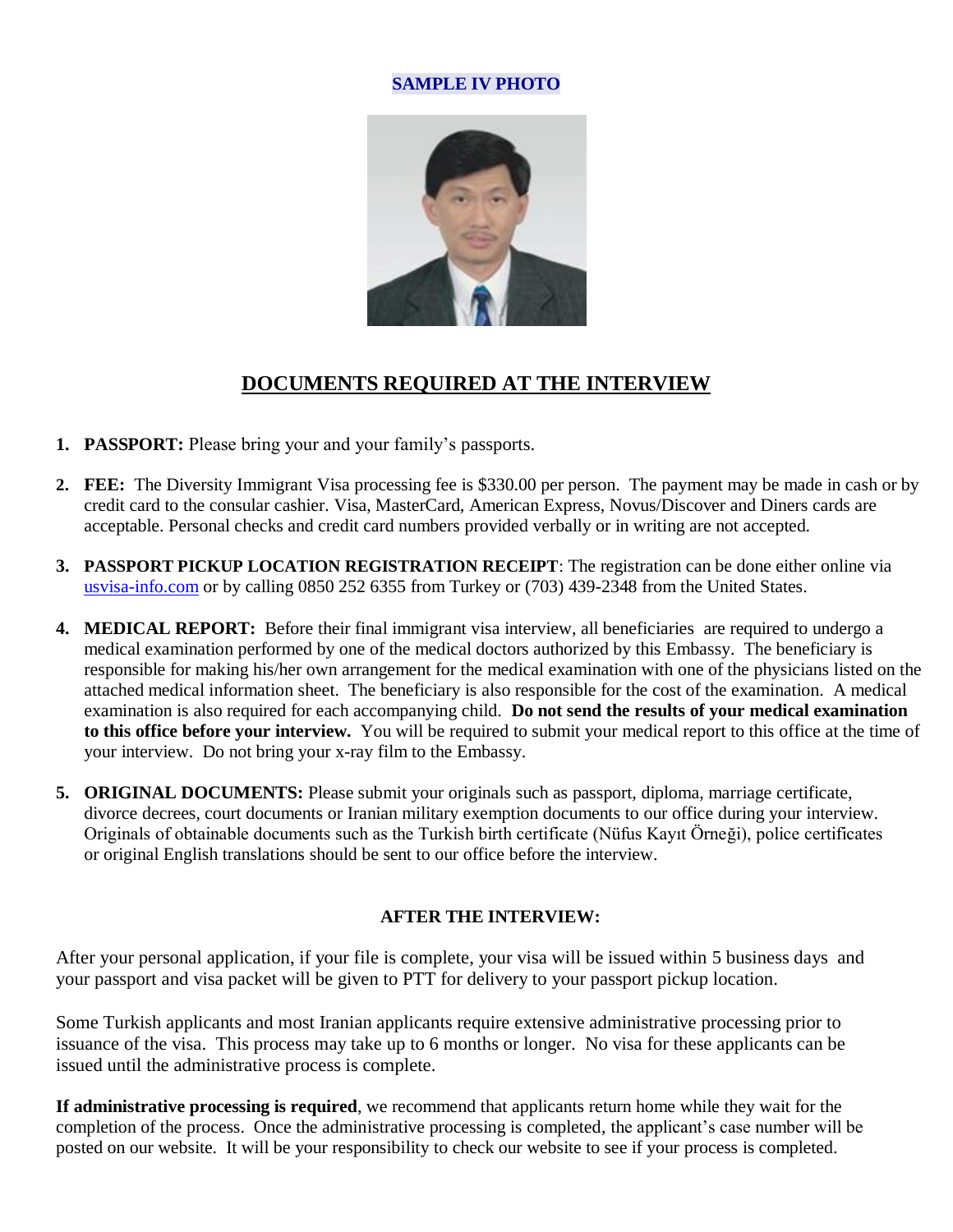**SAMPLE IV PHOTO**

## DOCUMENTS REQUIRED AT THE INTERVIEW

1. **PASSPORT:** Please bring your and your family's passports.
2. **FEE:** The Diversity Immigrant Visa processing fee is $330.00 per person. The payment may be made in cash or by credit card to the consular cashier. Visa, MasterCard, American Express, Novus/Discover and Diners cards are acceptable. Personal checks and credit card numbers provided verbally or in writing are not accepted.
3. **PASSPORT PICKUP LOCATION REGISTRATION RECEIPT**: The registration can be done either online via usvisa-info.com or by calling 0850 252 6355 from Turkey or (703) 439-2348 from the United States.
4. **MEDICAL REPORT:** Before their final immigrant visa interview, all beneficiaries are required to undergo a medical examination performed by one of the medical doctors authorized by this Embassy. The beneficiary is responsible for making his/her own arrangement for the medical examination with one of the physicians listed on the attached medical information sheet. The beneficiary is also responsible for the cost of the examination. A medical examination is also required for each accompanying child. **Do not send the results of your medical examination to this office before your interview.** You will be required to submit your medical report to this office at the time of your interview. Do not bring your x-ray film to the Embassy.
5. **ORIGINAL DOCUMENTS:** Please submit your originals such as passport, diploma, marriage certificate, divorce decrees, court documents or Iranian military exemption documents to our office during your interview. Originals of obtainable documents such as the Turkish birth certificate (Nüfus Kayıt Örneği), police certificates or original English translations should be sent to our office before the interview.

### AFTER THE INTERVIEW:

After your personal application, if your file is complete, your visa will be issued within 5 business days and your passport and visa packet will be given to PTT for delivery to your passport pickup location.

Some Turkish applicants and most Iranian applicants require extensive administrative processing prior to issuance of the visa. This process may take up to 6 months or longer. No visa for these applicants can be issued until the administrative process is complete.

**If administrative processing is required**, we recommend that applicants return home while they wait for the completion of the process. Once the administrative processing is completed, the applicant's case number will be posted on our website. It will be your responsibility to check our website to see if your process is completed.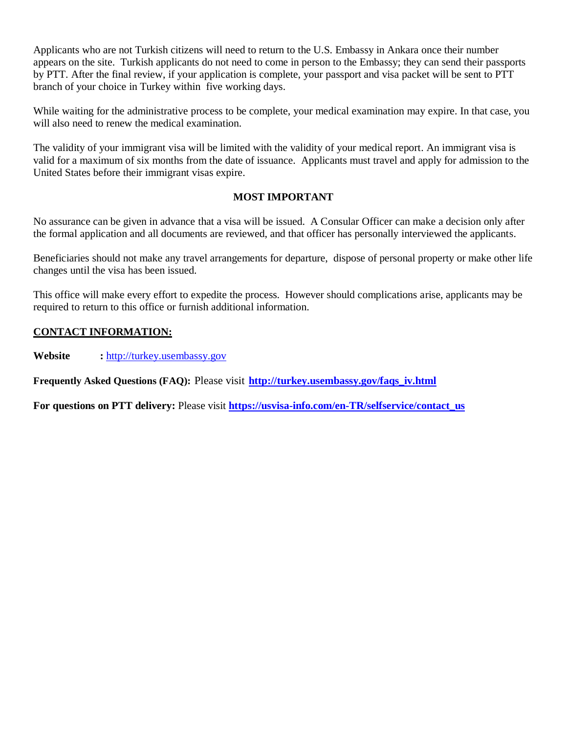Applicants who are not Turkish citizens will need to return to the U.S. Embassy in Ankara once their number appears on the site. Turkish applicants do not need to come in person to the Embassy; they can send their passports by PTT. After the final review, if your application is complete, your passport and visa packet will be sent to PTT branch of your choice in Turkey within five working days.

While waiting for the administrative process to be complete, your medical examination may expire. In that case, you will also need to renew the medical examination.

The validity of your immigrant visa will be limited with the validity of your medical report. An immigrant visa is valid for a maximum of six months from the date of issuance. Applicants must travel and apply for admission to the United States before their immigrant visas expire.

**MOST IMPORTANT**

No assurance can be given in advance that a visa will be issued. A Consular Officer can make a decision only after the formal application and all documents are reviewed, and that officer has personally interviewed the applicants.

Beneficiaries should not make any travel arrangements for departure, dispose of personal property or make other life changes until the visa has been issued.

This office will make every effort to expedite the process. However should complications arise, applicants may be required to return to this office or furnish additional information.

**CONTACT INFORMATION:**

**Website :** http://turkey.usembassy.gov

**Frequently Asked Questions (FAQ):** Please visit **http://turkey.usembassy.gov/faqs_iv.html**

**For questions on PTT delivery:** Please visit **https://usvisa-info.com/en-TR/selfservice/contact_us**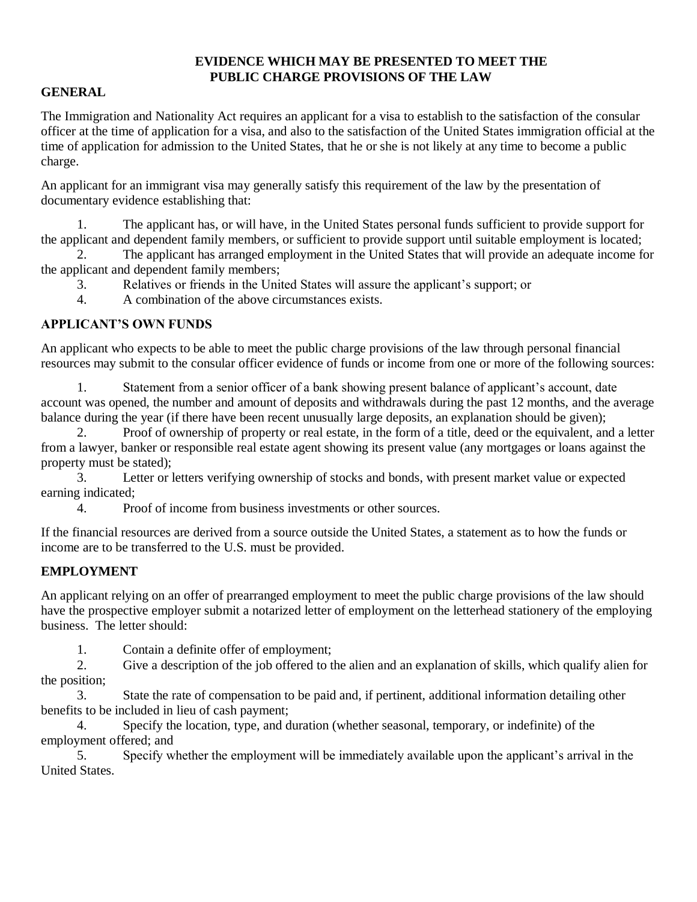# EVIDENCE WHICH MAY BE PRESENTED TO MEET THE PUBLIC CHARGE PROVISIONS OF THE LAW

## GENERAL

The Immigration and Nationality Act requires an applicant for a visa to establish to the satisfaction of the consular officer at the time of application for a visa, and also to the satisfaction of the United States immigration official at the time of application for admission to the United States, that he or she is not likely at any time to become a public charge.

An applicant for an immigrant visa may generally satisfy this requirement of the law by the presentation of documentary evidence establishing that:

1. The applicant has, or will have, in the United States personal funds sufficient to provide support for the applicant and dependent family members, or sufficient to provide support until suitable employment is located;
2. The applicant has arranged employment in the United States that will provide an adequate income for the applicant and dependent family members;
3. Relatives or friends in the United States will assure the applicant's support; or
4. A combination of the above circumstances exists.

## APPLICANT'S OWN FUNDS

An applicant who expects to be able to meet the public charge provisions of the law through personal financial resources may submit to the consular officer evidence of funds or income from one or more of the following sources:

1. Statement from a senior officer of a bank showing present balance of applicant's account, date account was opened, the number and amount of deposits and withdrawals during the past 12 months, and the average balance during the year (if there have been recent unusually large deposits, an explanation should be given);
2. Proof of ownership of property or real estate, in the form of a title, deed or the equivalent, and a letter from a lawyer, banker or responsible real estate agent showing its present value (any mortgages or loans against the property must be stated);
3. Letter or letters verifying ownership of stocks and bonds, with present market value or expected earning indicated;
4. Proof of income from business investments or other sources.

If the financial resources are derived from a source outside the United States, a statement as to how the funds or income are to be transferred to the U.S. must be provided.

## EMPLOYMENT

An applicant relying on an offer of prearranged employment to meet the public charge provisions of the law should have the prospective employer submit a notarized letter of employment on the letterhead stationery of the employing business. The letter should:

1. Contain a definite offer of employment;
2. Give a description of the job offered to the alien and an explanation of skills, which qualify alien for the position;
3. State the rate of compensation to be paid and, if pertinent, additional information detailing other benefits to be included in lieu of cash payment;
4. Specify the location, type, and duration (whether seasonal, temporary, or indefinite) of the employment offered; and
5. Specify whether the employment will be immediately available upon the applicant's arrival in the United States.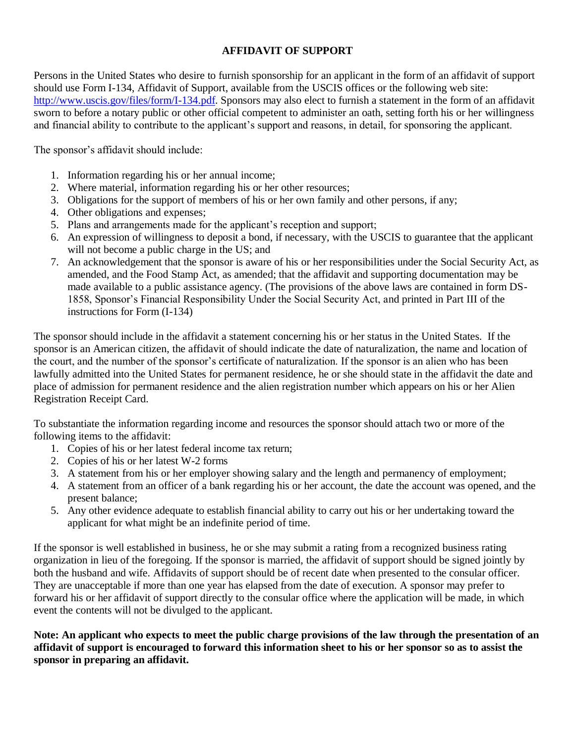# AFFIDAVIT OF SUPPORT

Persons in the United States who desire to furnish sponsorship for an applicant in the form of an affidavit of support should use Form I-134, Affidavit of Support, available from the USCIS offices or the following web site: [http://www.uscis.gov/files/form/I-134.pdf](http://www.uscis.gov/files/form/I-134.pdf). Sponsors may also elect to furnish a statement in the form of an affidavit sworn to before a notary public or other official competent to administer an oath, setting forth his or her willingness and financial ability to contribute to the applicant's support and reasons, in detail, for sponsoring the applicant.

The sponsor's affidavit should include:

1. Information regarding his or her annual income;
2. Where material, information regarding his or her other resources;
3. Obligations for the support of members of his or her own family and other persons, if any;
4. Other obligations and expenses;
5. Plans and arrangements made for the applicant's reception and support;
6. An expression of willingness to deposit a bond, if necessary, with the USCIS to guarantee that the applicant will not become a public charge in the US; and
7. An acknowledgement that the sponsor is aware of his or her responsibilities under the Social Security Act, as amended, and the Food Stamp Act, as amended; that the affidavit and supporting documentation may be made available to a public assistance agency. (The provisions of the above laws are contained in form DS-1858, Sponsor's Financial Responsibility Under the Social Security Act, and printed in Part III of the instructions for Form (I-134)

The sponsor should include in the affidavit a statement concerning his or her status in the United States. If the sponsor is an American citizen, the affidavit of should indicate the date of naturalization, the name and location of the court, and the number of the sponsor's certificate of naturalization. If the sponsor is an alien who has been lawfully admitted into the United States for permanent residence, he or she should state in the affidavit the date and place of admission for permanent residence and the alien registration number which appears on his or her Alien Registration Receipt Card.

To substantiate the information regarding income and resources the sponsor should attach two or more of the following items to the affidavit:

1. Copies of his or her latest federal income tax return;
2. Copies of his or her latest W-2 forms
3. A statement from his or her employer showing salary and the length and permanency of employment;
4. A statement from an officer of a bank regarding his or her account, the date the account was opened, and the present balance;
5. Any other evidence adequate to establish financial ability to carry out his or her undertaking toward the applicant for what might be an indefinite period of time.

If the sponsor is well established in business, he or she may submit a rating from a recognized business rating organization in lieu of the foregoing. If the sponsor is married, the affidavit of support should be signed jointly by both the husband and wife. Affidavits of support should be of recent date when presented to the consular officer. They are unacceptable if more than one year has elapsed from the date of execution. A sponsor may prefer to forward his or her affidavit of support directly to the consular office where the application will be made, in which event the contents will not be divulged to the applicant.

**Note: An applicant who expects to meet the public charge provisions of the law through the presentation of an affidavit of support is encouraged to forward this information sheet to his or her sponsor so as to assist the sponsor in preparing an affidavit.**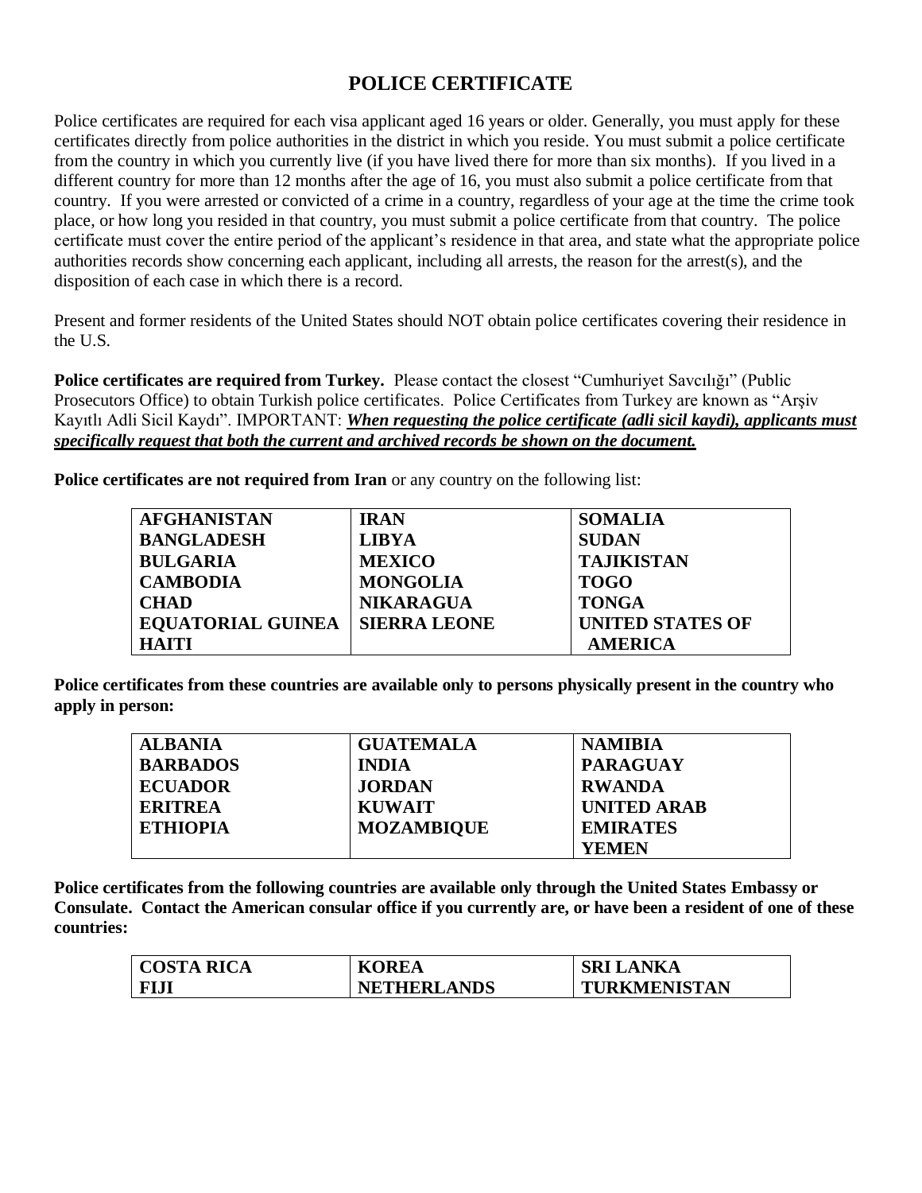# POLICE CERTIFICATE

Police certificates are required for each visa applicant aged 16 years or older. Generally, you must apply for these certificates directly from police authorities in the district in which you reside. You must submit a police certificate from the country in which you currently live (if you have lived there for more than six months). If you lived in a different country for more than 12 months after the age of 16, you must also submit a police certificate from that country. If you were arrested or convicted of a crime in a country, regardless of your age at the time the crime took place, or how long you resided in that country, you must submit a police certificate from that country. The police certificate must cover the entire period of the applicant's residence in that area, and state what the appropriate police authorities records show concerning each applicant, including all arrests, the reason for the arrest(s), and the disposition of each case in which there is a record.

Present and former residents of the United States should NOT obtain police certificates covering their residence in the U.S.

**Police certificates are required from Turkey.** Please contact the closest "Cumhuriyet Savcılığı" (Public Prosecutors Office) to obtain Turkish police certificates. Police Certificates from Turkey are known as "Arşiv Kayıtlı Adli Sicil Kaydı". IMPORTANT: ***When requesting the police certificate (adli sicil kaydi), applicants must specifically request that both the current and archived records be shown on the document.***

**Police certificates are not required from Iran** or any country on the following list:

| | | |
|---|---|---|
| **AFGHANISTAN** | **IRAN** | **SOMALIA** |
| **BANGLADESH** | **LIBYA** | **SUDAN** |
| **BULGARIA** | **MEXICO** | **TAJIKISTAN** |
| **CAMBODIA** | **MONGOLIA** | **TOGO** |
| **CHAD** | **NIKARAGUA** | **TONGA** |
| **EQUATORIAL GUINEA** | **SIERRA LEONE** | **UNITED STATES OF AMERICA** |
| **HAITI** | | |

**Police certificates from these countries are available only to persons physically present in the country who apply in person:**

| | | |
|---|---|---|
| **ALBANIA** | **GUATEMALA** | **NAMIBIA** |
| **BARBADOS** | **INDIA** | **PARAGUAY** |
| **ECUADOR** | **JORDAN** | **RWANDA** |
| **ERITREA** | **KUWAIT** | **UNITED ARAB EMIRATES** |
| **ETHIOPIA** | **MOZAMBIQUE** | **YEMEN** |

**Police certificates from the following countries are available only through the United States Embassy or Consulate. Contact the American consular office if you currently are, or have been a resident of one of these countries:**

| | | |
|---|---|---|
| **COSTA RICA** | **KOREA** | **SRI LANKA** |
| **FIJI** | **NETHERLANDS** | **TURKMENISTAN** |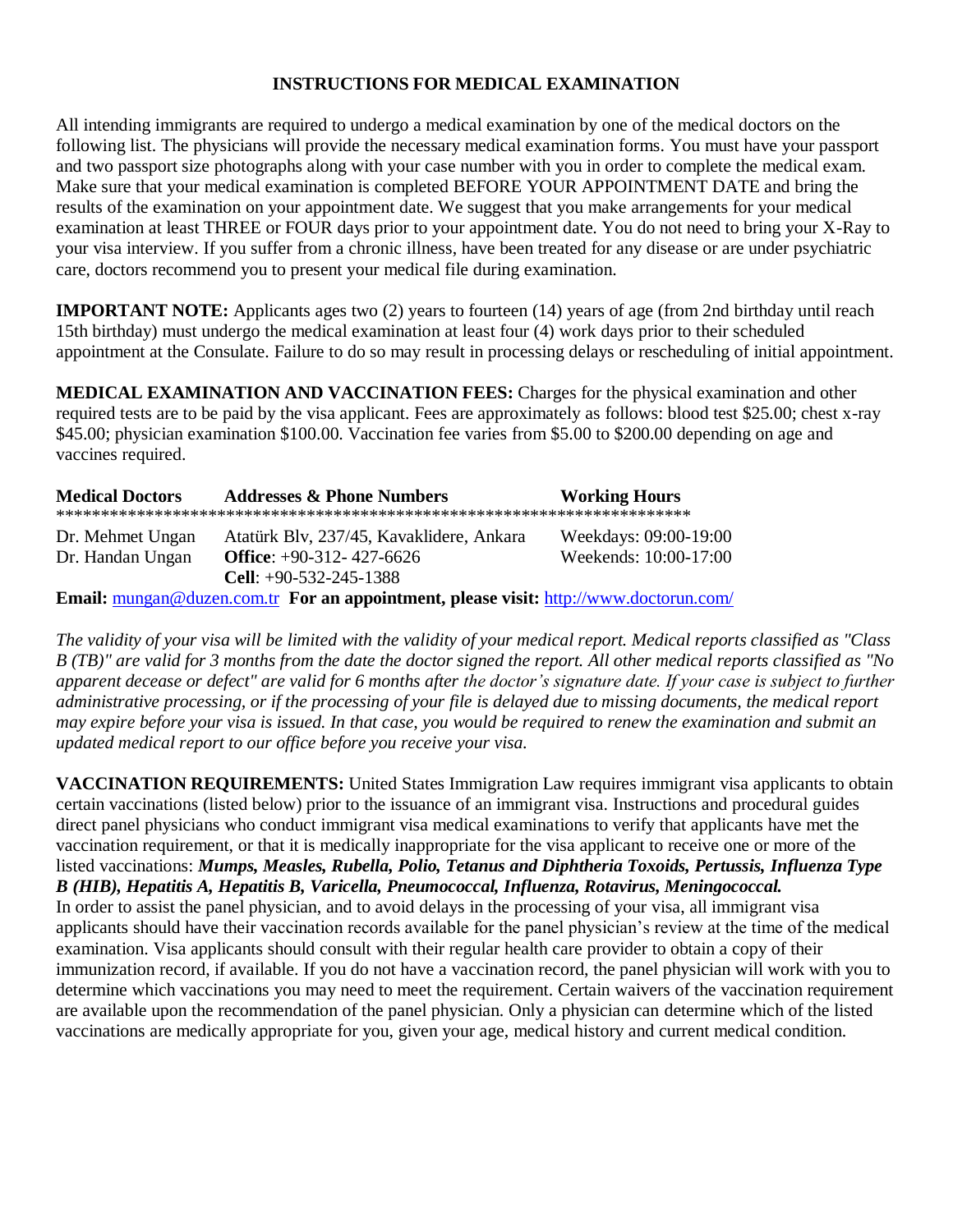## INSTRUCTIONS FOR MEDICAL EXAMINATION

All intending immigrants are required to undergo a medical examination by one of the medical doctors on the following list. The physicians will provide the necessary medical examination forms. You must have your passport and two passport size photographs along with your case number with you in order to complete the medical exam. Make sure that your medical examination is completed BEFORE YOUR APPOINTMENT DATE and bring the results of the examination on your appointment date. We suggest that you make arrangements for your medical examination at least THREE or FOUR days prior to your appointment date. You do not need to bring your X-Ray to your visa interview. If you suffer from a chronic illness, have been treated for any disease or are under psychiatric care, doctors recommend you to present your medical file during examination.

**IMPORTANT NOTE:** Applicants ages two (2) years to fourteen (14) years of age (from 2nd birthday until reach 15th birthday) must undergo the medical examination at least four (4) work days prior to their scheduled appointment at the Consulate. Failure to do so may result in processing delays or rescheduling of initial appointment.

**MEDICAL EXAMINATION AND VACCINATION FEES:** Charges for the physical examination and other required tests are to be paid by the visa applicant. Fees are approximately as follows: blood test $25.00; chest x-ray $45.00; physician examination $100.00. Vaccination fee varies from $5.00 to $200.00 depending on age and vaccines required.

| Medical Doctors | Addresses & Phone Numbers | Working Hours |
|---|---|---|
| Dr. Mehmet Ungan<br>Dr. Handan Ungan | Atatürk Blv, 237/45, Kavaklidere, Ankara<br>**Office**: +90-312- 427-6626<br>**Cell**: +90-532-245-1388 | Weekdays: 09:00-19:00<br>Weekends: 10:00-17:00 |

**Email:** mungan@duzen.com.tr **For an appointment, please visit:** http://www.doctorun.com/

*The validity of your visa will be limited with the validity of your medical report. Medical reports classified as "Class B (TB)" are valid for 3 months from the date the doctor signed the report. All other medical reports classified as "No apparent decease or defect" are valid for 6 months after the doctor's signature date. If your case is subject to further administrative processing, or if the processing of your file is delayed due to missing documents, the medical report may expire before your visa is issued. In that case, you would be required to renew the examination and submit an updated medical report to our office before you receive your visa.*

**VACCINATION REQUIREMENTS:** United States Immigration Law requires immigrant visa applicants to obtain certain vaccinations (listed below) prior to the issuance of an immigrant visa. Instructions and procedural guides direct panel physicians who conduct immigrant visa medical examinations to verify that applicants have met the vaccination requirement, or that it is medically inappropriate for the visa applicant to receive one or more of the listed vaccinations: ***Mumps, Measles, Rubella, Polio, Tetanus and Diphtheria Toxoids, Pertussis, Influenza Type B (HIB), Hepatitis A, Hepatitis B, Varicella, Pneumococcal, Influenza, Rotavirus, Meningococcal.***

In order to assist the panel physician, and to avoid delays in the processing of your visa, all immigrant visa applicants should have their vaccination records available for the panel physician's review at the time of the medical examination. Visa applicants should consult with their regular health care provider to obtain a copy of their immunization record, if available. If you do not have a vaccination record, the panel physician will work with you to determine which vaccinations you may need to meet the requirement. Certain waivers of the vaccination requirement are available upon the recommendation of the panel physician. Only a physician can determine which of the listed vaccinations are medically appropriate for you, given your age, medical history and current medical condition.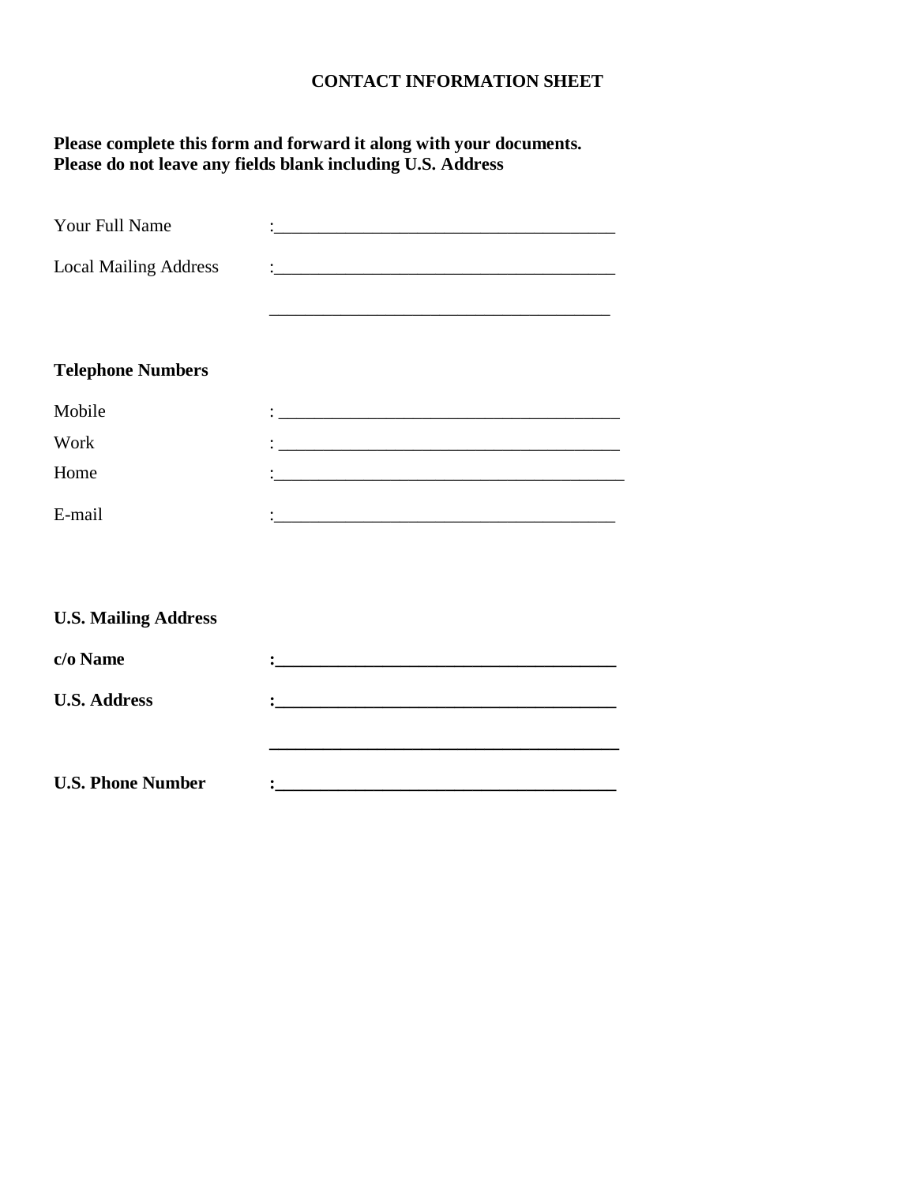## CONTACT INFORMATION SHEET

**Please complete this form and forward it along with your documents.**
**Please do not leave any fields blank including U.S. Address**

Your Full Name :_______________________________________

Local Mailing Address :_______________________________________

_______________________________________

**Telephone Numbers**

Mobile : _______________________________________

Work : _______________________________________

Home :_______________________________________

E-mail :_______________________________________

**U.S. Mailing Address**

**c/o Name :_______________________________________**

**U.S. Address :_______________________________________**

**_______________________________________**

**U.S. Phone Number :_______________________________________**